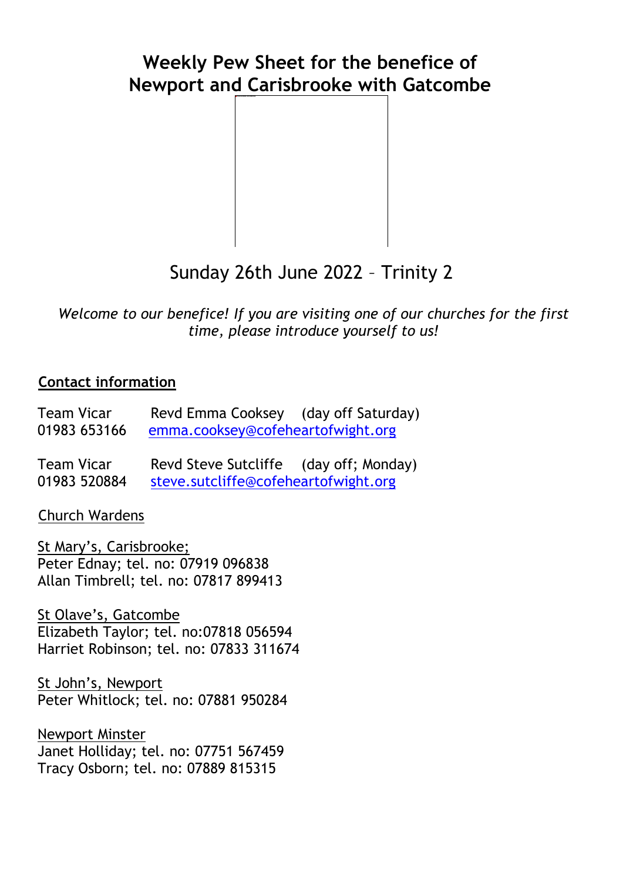# Weekly Pew Sheet for the benefice of Newport and Carisbrooke with Gatcombe

Sunday 26th June 2022 – Trinity 2

*Welcome to our benefice! If you are visiting one of our churches for the first time, please introduce yourself to us!*

## Contact information

Team Vicar Revd Emma Cooksey (day off Saturday)
01983 653166 emma.cooksey@cofeheartofwight.org

Team Vicar Revd Steve Sutcliffe (day off; Monday)
01983 520884 steve.sutcliffe@cofeheartofwight.org

Church Wardens

St Mary's, Carisbrooke;
Peter Ednay; tel. no: 07919 096838
Allan Timbrell; tel. no: 07817 899413

St Olave's, Gatcombe
Elizabeth Taylor; tel. no:07818 056594
Harriet Robinson; tel. no: 07833 311674

St John's, Newport
Peter Whitlock; tel. no: 07881 950284

Newport Minster
Janet Holliday; tel. no: 07751 567459
Tracy Osborn; tel. no: 07889 815315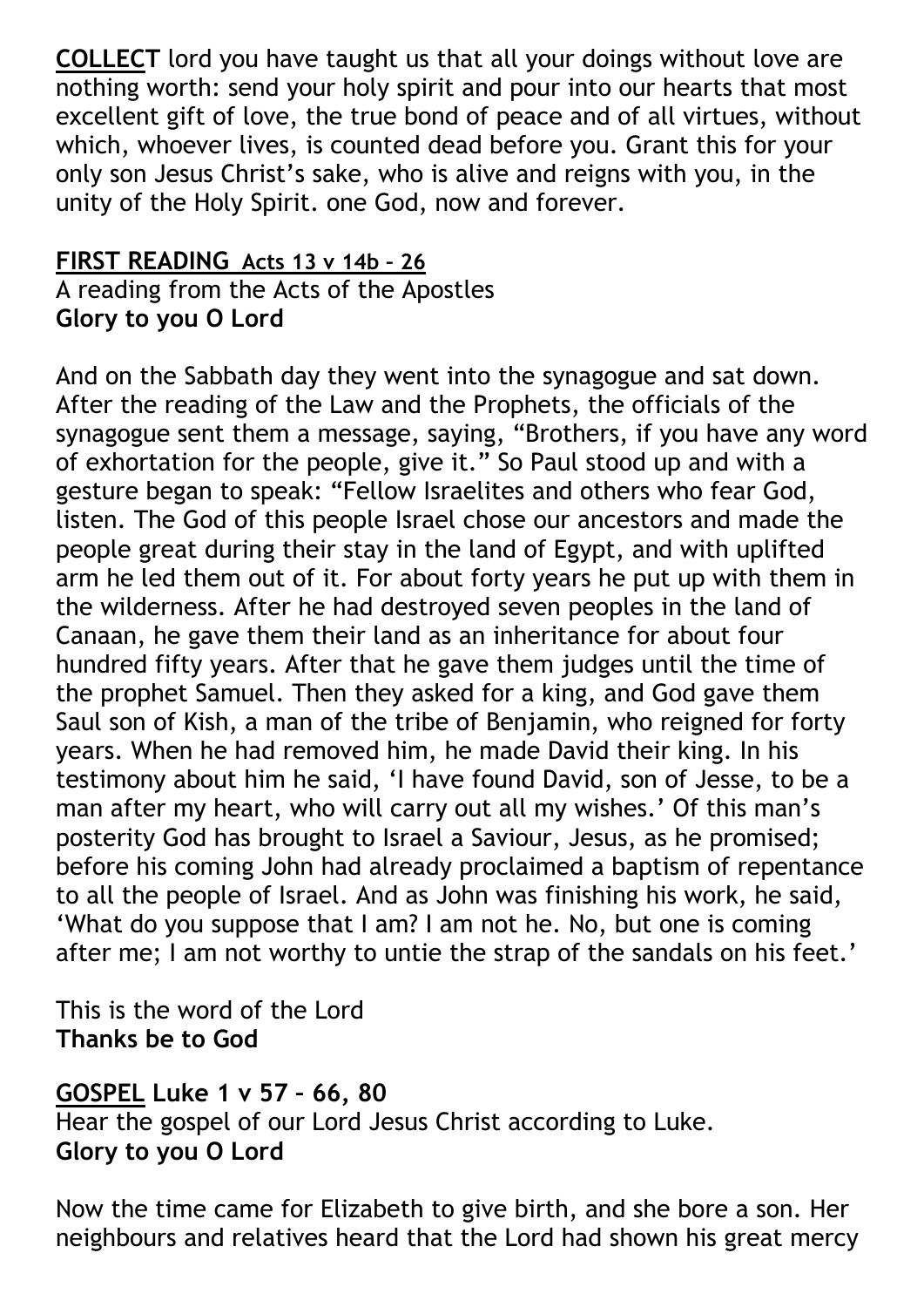**<u>COLLECT</u>** lord you have taught us that all your doings without love are nothing worth: send your holy spirit and pour into our hearts that most excellent gift of love, the true bond of peace and of all virtues, without which, whoever lives, is counted dead before you. Grant this for your only son Jesus Christ's sake, who is alive and reigns with you, in the unity of the Holy Spirit. one God, now and forever.

**<u>FIRST READING</u>** **<u>Acts 13 v 14b – 26</u>**
A reading from the Acts of the Apostles
**Glory to you O Lord**

And on the Sabbath day they went into the synagogue and sat down. After the reading of the Law and the Prophets, the officials of the synagogue sent them a message, saying, "Brothers, if you have any word of exhortation for the people, give it." So Paul stood up and with a gesture began to speak: "Fellow Israelites and others who fear God, listen. The God of this people Israel chose our ancestors and made the people great during their stay in the land of Egypt, and with uplifted arm he led them out of it. For about forty years he put up with them in the wilderness. After he had destroyed seven peoples in the land of Canaan, he gave them their land as an inheritance for about four hundred fifty years. After that he gave them judges until the time of the prophet Samuel. Then they asked for a king, and God gave them Saul son of Kish, a man of the tribe of Benjamin, who reigned for forty years. When he had removed him, he made David their king. In his testimony about him he said, 'I have found David, son of Jesse, to be a man after my heart, who will carry out all my wishes.' Of this man's posterity God has brought to Israel a Saviour, Jesus, as he promised; before his coming John had already proclaimed a baptism of repentance to all the people of Israel. And as John was finishing his work, he said, 'What do you suppose that I am? I am not he. No, but one is coming after me; I am not worthy to untie the strap of the sandals on his feet.'

This is the word of the Lord
**Thanks be to God**

**<u>GOSPEL</u>** **Luke 1 v 57 – 66, 80**
Hear the gospel of our Lord Jesus Christ according to Luke.
**Glory to you O Lord**

Now the time came for Elizabeth to give birth, and she bore a son. Her neighbours and relatives heard that the Lord had shown his great mercy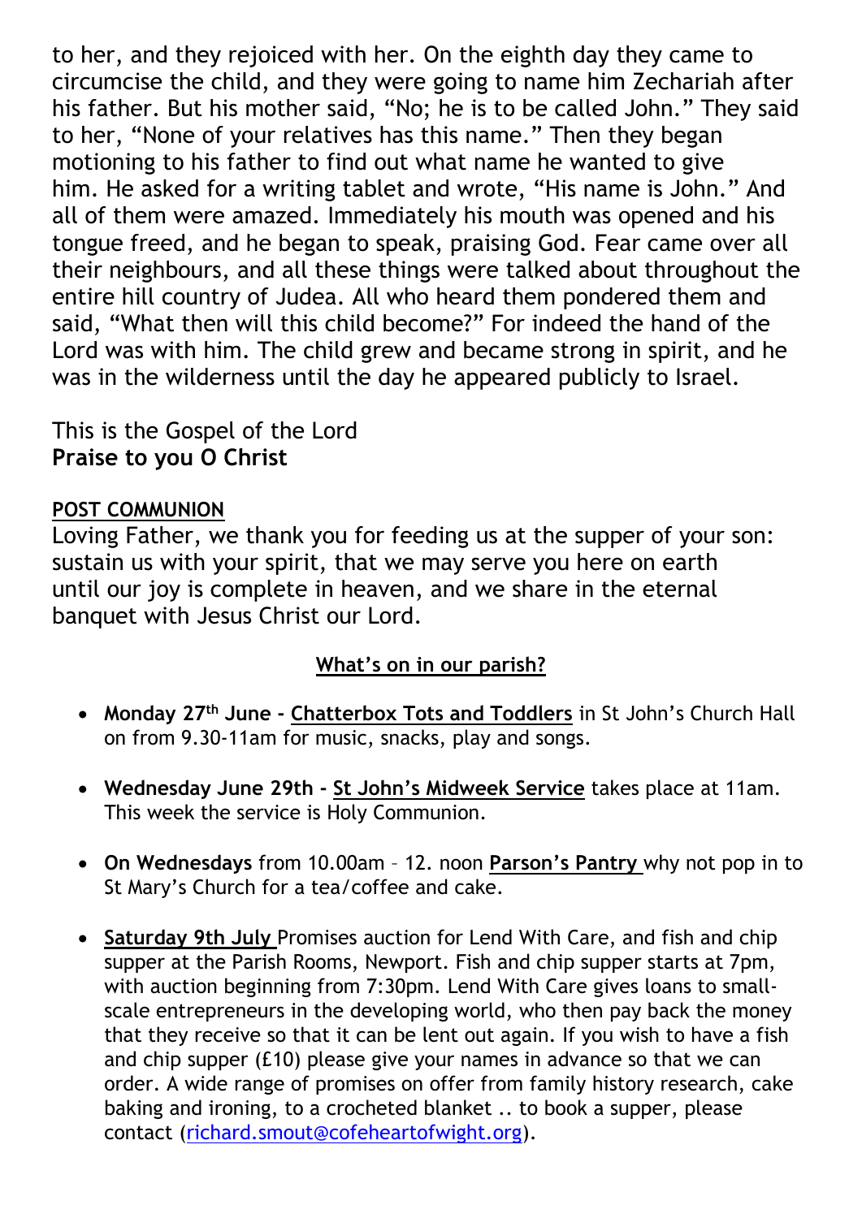to her, and they rejoiced with her. On the eighth day they came to circumcise the child, and they were going to name him Zechariah after his father. But his mother said, "No; he is to be called John." They said to her, "None of your relatives has this name." Then they began motioning to his father to find out what name he wanted to give him. He asked for a writing tablet and wrote, "His name is John." And all of them were amazed. Immediately his mouth was opened and his tongue freed, and he began to speak, praising God. Fear came over all their neighbours, and all these things were talked about throughout the entire hill country of Judea. All who heard them pondered them and said, "What then will this child become?" For indeed the hand of the Lord was with him. The child grew and became strong in spirit, and he was in the wilderness until the day he appeared publicly to Israel.

This is the Gospel of the Lord
**Praise to you O Christ**

**POST COMMUNION**

Loving Father, we thank you for feeding us at the supper of your son: sustain us with your spirit, that we may serve you here on earth until our joy is complete in heaven, and we share in the eternal banquet with Jesus Christ our Lord.

## What's on in our parish?

- **Monday 27th June - Chatterbox Tots and Toddlers** in St John's Church Hall on from 9.30-11am for music, snacks, play and songs.
- **Wednesday June 29th - St John's Midweek Service** takes place at 11am. This week the service is Holy Communion.
- **On Wednesdays** from 10.00am – 12. noon **Parson's Pantry** why not pop in to St Mary's Church for a tea/coffee and cake.
- **Saturday 9th July** Promises auction for Lend With Care, and fish and chip supper at the Parish Rooms, Newport. Fish and chip supper starts at 7pm, with auction beginning from 7:30pm. Lend With Care gives loans to small-scale entrepreneurs in the developing world, who then pay back the money that they receive so that it can be lent out again. If you wish to have a fish and chip supper (£10) please give your names in advance so that we can order. A wide range of promises on offer from family history research, cake baking and ironing, to a crocheted blanket .. to book a supper, please contact (richard.smout@cofeheartofwight.org).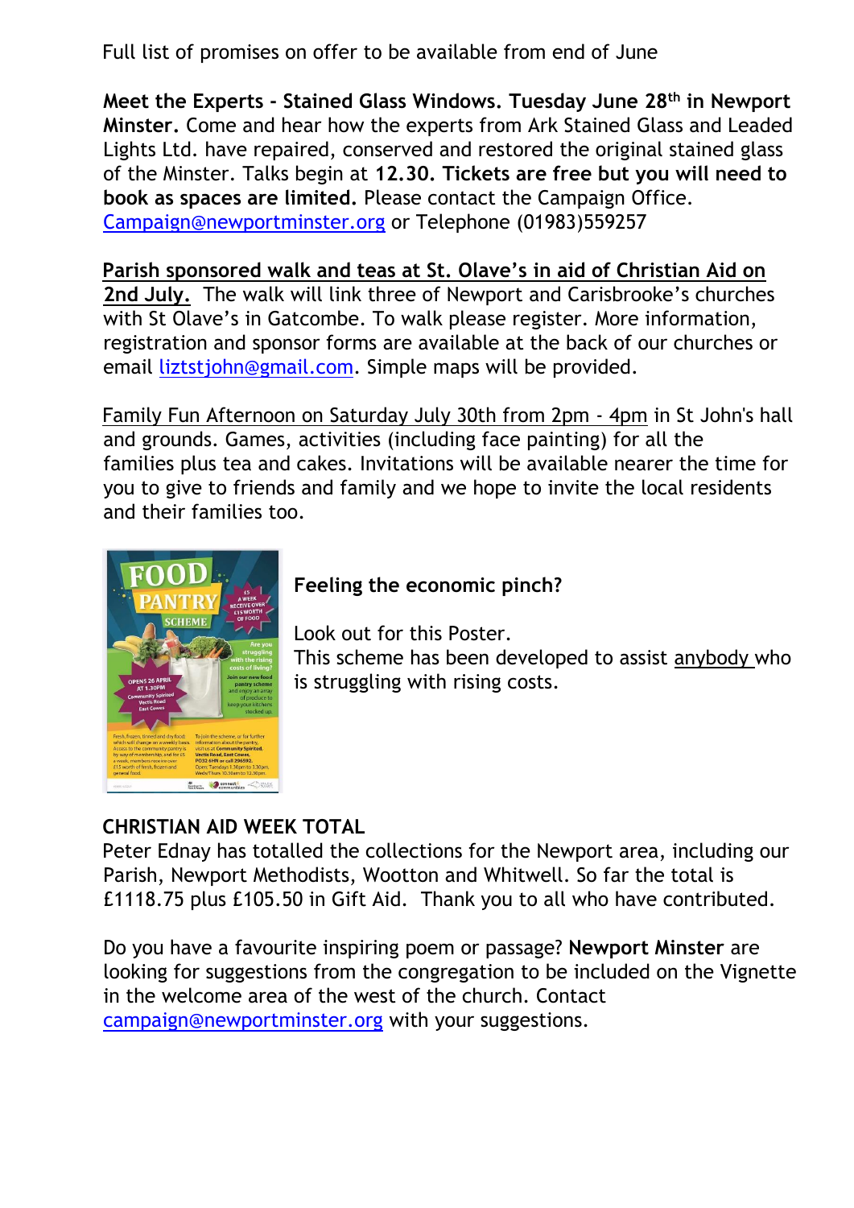Full list of promises on offer to be available from end of June

**Meet the Experts - Stained Glass Windows. Tuesday June 28th in Newport Minster.** Come and hear how the experts from Ark Stained Glass and Leaded Lights Ltd. have repaired, conserved and restored the original stained glass of the Minster. Talks begin at **12.30. Tickets are free but you will need to book as spaces are limited.** Please contact the Campaign Office. Campaign@newportminster.org or Telephone (01983)559257

**Parish sponsored walk and teas at St. Olave's in aid of Christian Aid on 2nd July.** The walk will link three of Newport and Carisbrooke's churches with St Olave's in Gatcombe. To walk please register. More information, registration and sponsor forms are available at the back of our churches or email liztstjohn@gmail.com. Simple maps will be provided.

Family Fun Afternoon on Saturday July 30th from 2pm - 4pm in St John's hall and grounds. Games, activities (including face painting) for all the families plus tea and cakes. Invitations will be available nearer the time for you to give to friends and family and we hope to invite the local residents and their families too.

**Feeling the economic pinch?**

Look out for this Poster.
This scheme has been developed to assist anybody who is struggling with rising costs.

**CHRISTIAN AID WEEK TOTAL**

Peter Ednay has totalled the collections for the Newport area, including our Parish, Newport Methodists, Wootton and Whitwell. So far the total is £1118.75 plus £105.50 in Gift Aid. Thank you to all who have contributed.

Do you have a favourite inspiring poem or passage? **Newport Minster** are looking for suggestions from the congregation to be included on the Vignette in the welcome area of the west of the church. Contact campaign@newportminster.org with your suggestions.